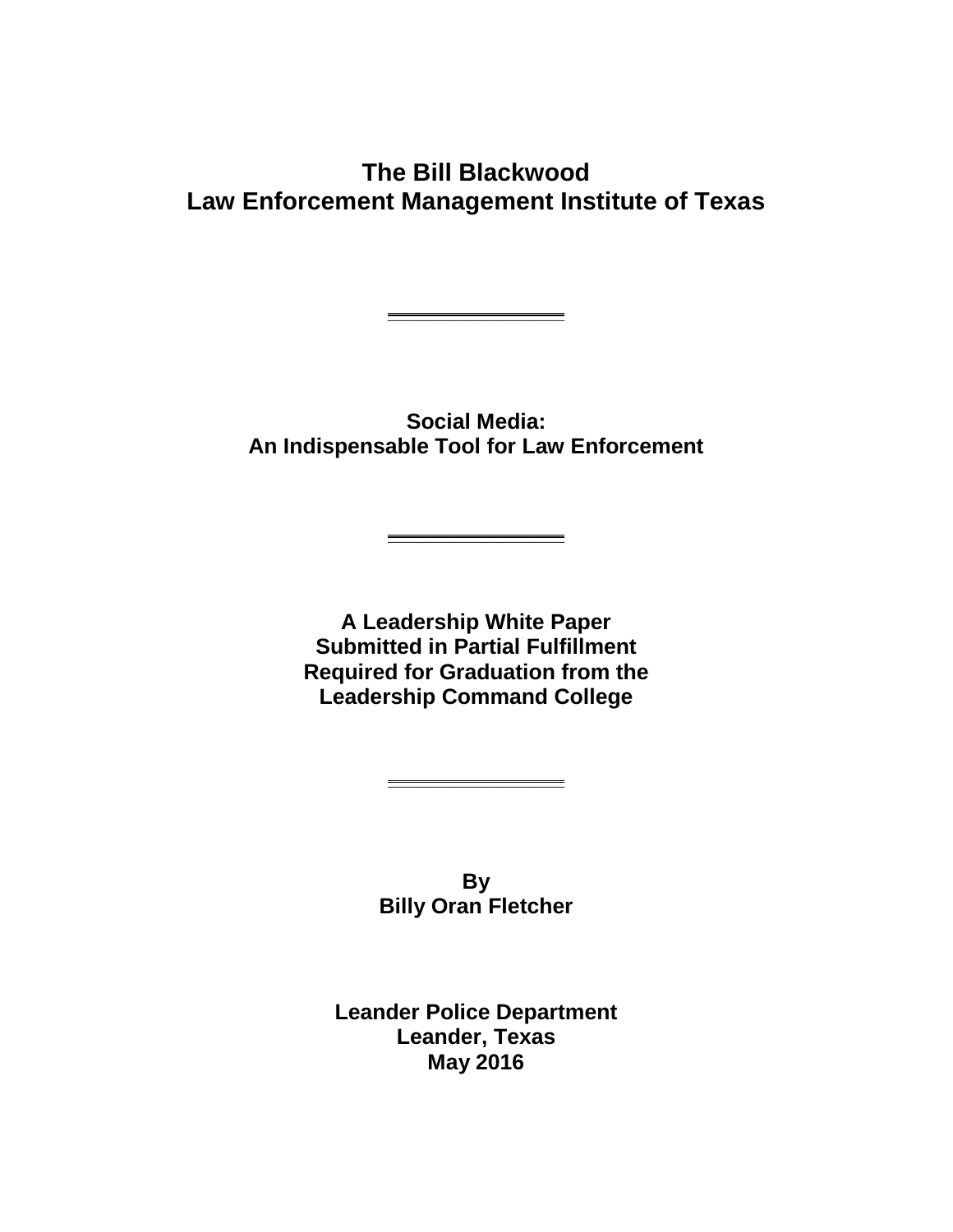**The Bill Blackwood**
**Law Enforcement Management Institute of Texas**

---

**Social Media:**
**An Indispensable Tool for Law Enforcement**

---

**A Leadership White Paper**
**Submitted in Partial Fulfillment**
**Required for Graduation from the**
**Leadership Command College**

---

**By**
**Billy Oran Fletcher**

**Leander Police Department**
**Leander, Texas**
**May 2016**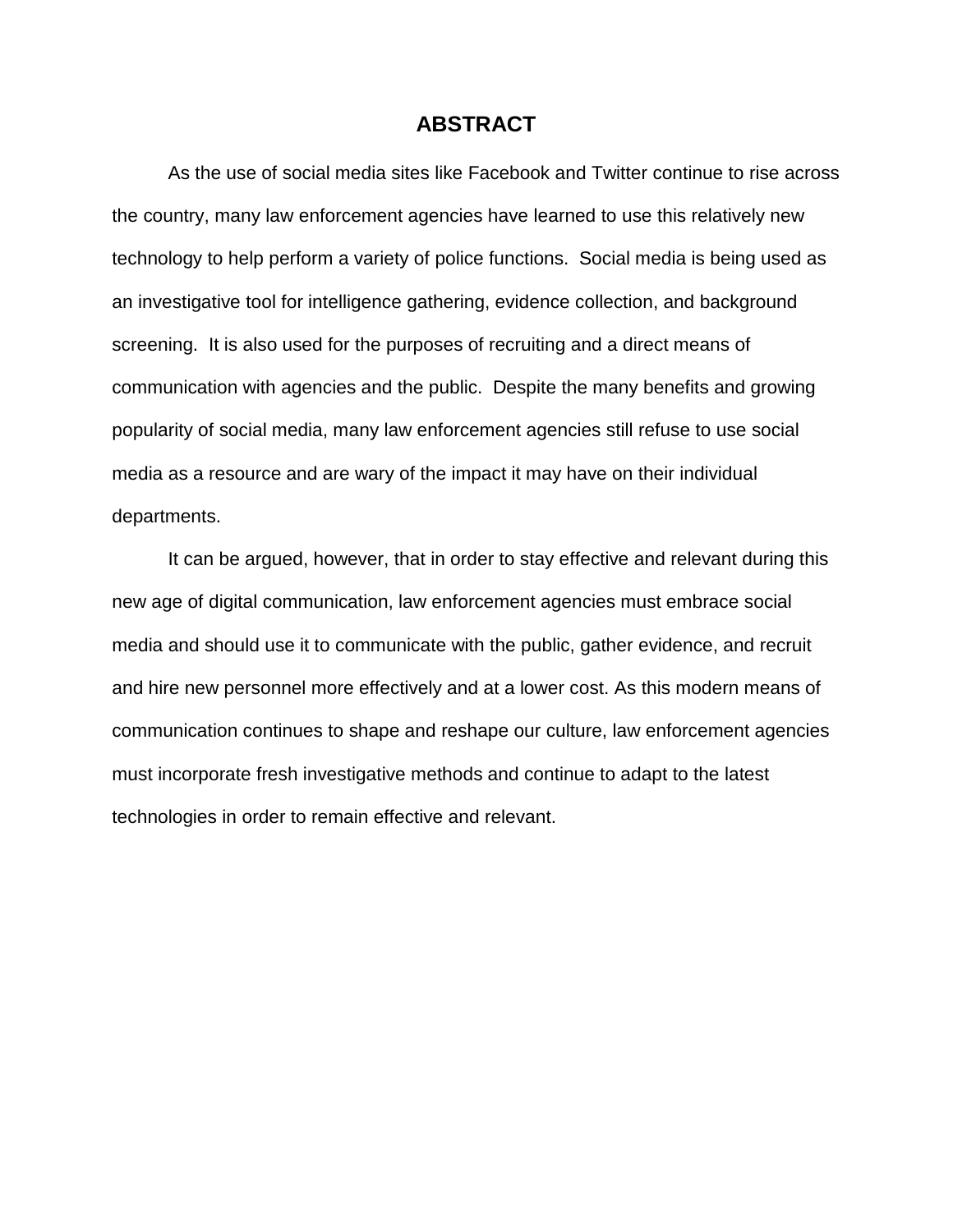## ABSTRACT

As the use of social media sites like Facebook and Twitter continue to rise across the country, many law enforcement agencies have learned to use this relatively new technology to help perform a variety of police functions. Social media is being used as an investigative tool for intelligence gathering, evidence collection, and background screening. It is also used for the purposes of recruiting and a direct means of communication with agencies and the public. Despite the many benefits and growing popularity of social media, many law enforcement agencies still refuse to use social media as a resource and are wary of the impact it may have on their individual departments.

It can be argued, however, that in order to stay effective and relevant during this new age of digital communication, law enforcement agencies must embrace social media and should use it to communicate with the public, gather evidence, and recruit and hire new personnel more effectively and at a lower cost. As this modern means of communication continues to shape and reshape our culture, law enforcement agencies must incorporate fresh investigative methods and continue to adapt to the latest technologies in order to remain effective and relevant.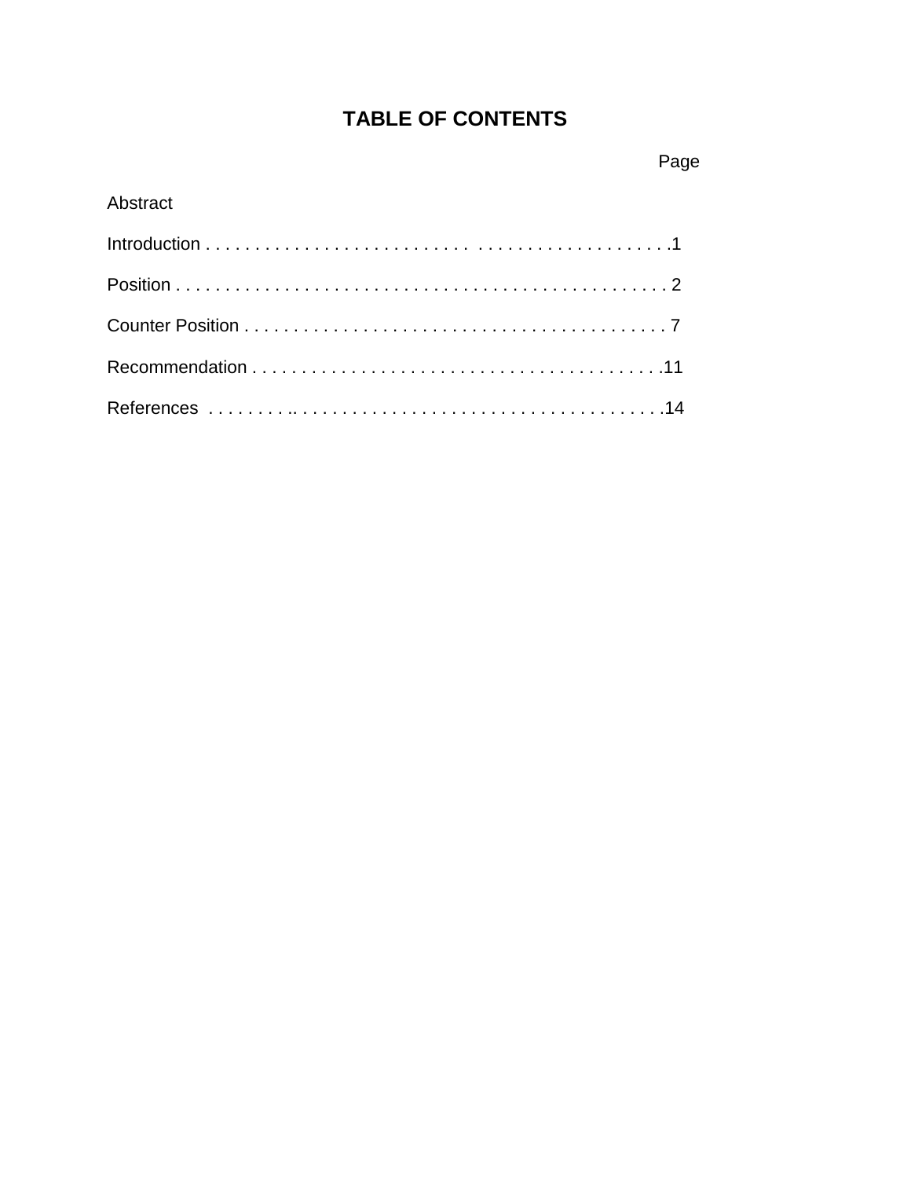# TABLE OF CONTENTS

| | Page |
| --- | --- |
| Abstract | |
| Introduction | 1 |
| Position | 2 |
| Counter Position | 7 |
| Recommendation | 11 |
| References | 14 |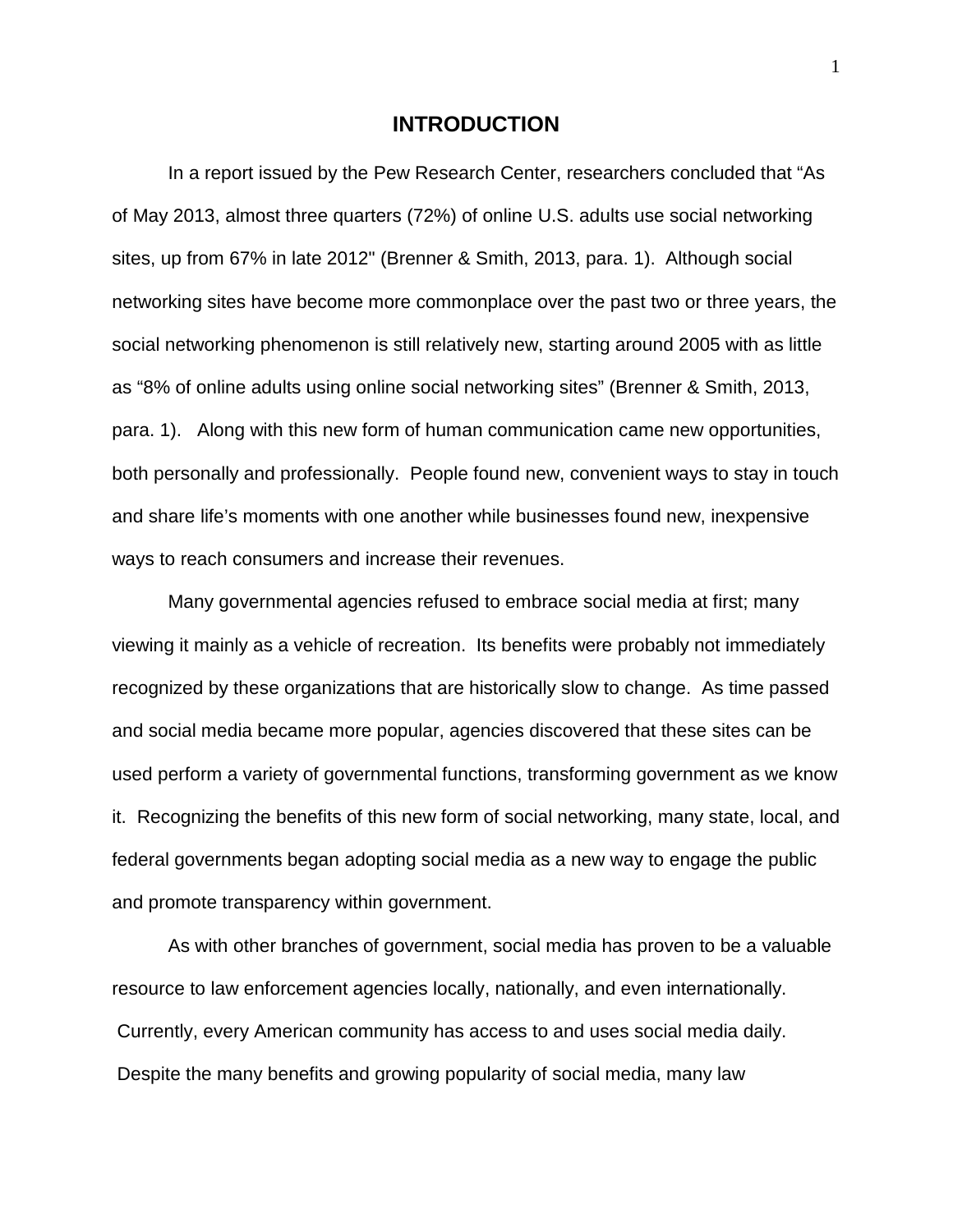# INTRODUCTION

In a report issued by the Pew Research Center, researchers concluded that "As of May 2013, almost three quarters (72%) of online U.S. adults use social networking sites, up from 67% in late 2012" (Brenner & Smith, 2013, para. 1). Although social networking sites have become more commonplace over the past two or three years, the social networking phenomenon is still relatively new, starting around 2005 with as little as "8% of online adults using online social networking sites" (Brenner & Smith, 2013, para. 1). Along with this new form of human communication came new opportunities, both personally and professionally. People found new, convenient ways to stay in touch and share life's moments with one another while businesses found new, inexpensive ways to reach consumers and increase their revenues.

Many governmental agencies refused to embrace social media at first; many viewing it mainly as a vehicle of recreation. Its benefits were probably not immediately recognized by these organizations that are historically slow to change. As time passed and social media became more popular, agencies discovered that these sites can be used perform a variety of governmental functions, transforming government as we know it. Recognizing the benefits of this new form of social networking, many state, local, and federal governments began adopting social media as a new way to engage the public and promote transparency within government.

As with other branches of government, social media has proven to be a valuable resource to law enforcement agencies locally, nationally, and even internationally. Currently, every American community has access to and uses social media daily. Despite the many benefits and growing popularity of social media, many law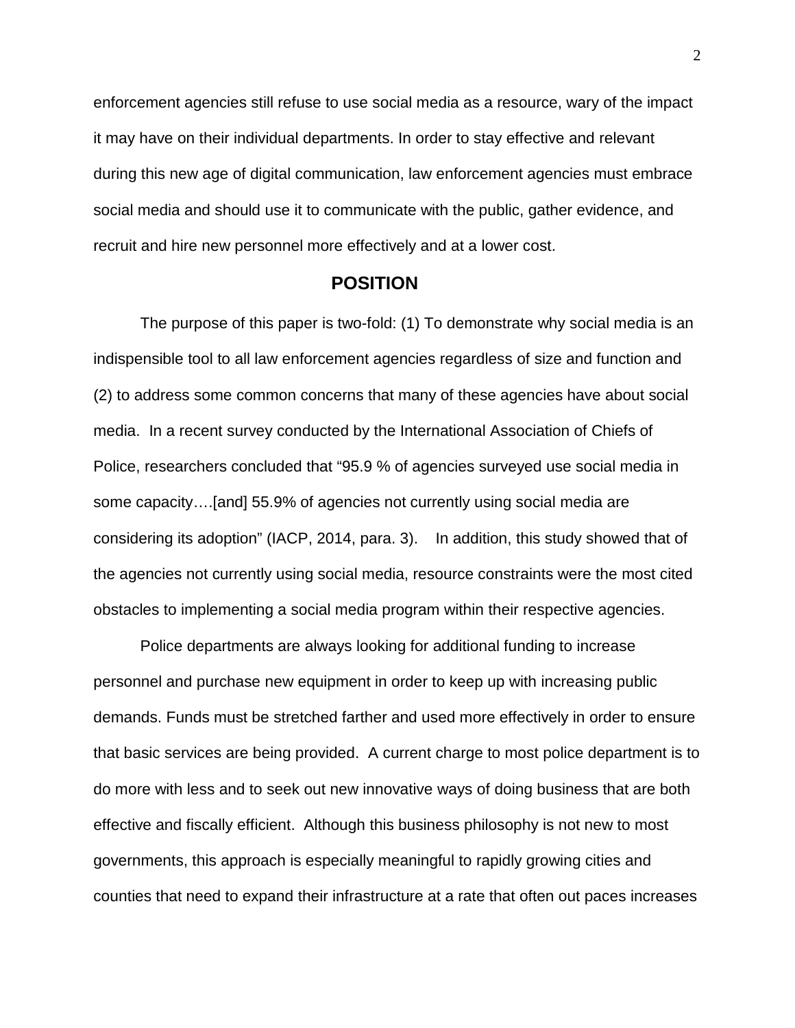enforcement agencies still refuse to use social media as a resource, wary of the impact it may have on their individual departments. In order to stay effective and relevant during this new age of digital communication, law enforcement agencies must embrace social media and should use it to communicate with the public, gather evidence, and recruit and hire new personnel more effectively and at a lower cost.

## POSITION

The purpose of this paper is two-fold: (1) To demonstrate why social media is an indispensible tool to all law enforcement agencies regardless of size and function and (2) to address some common concerns that many of these agencies have about social media. In a recent survey conducted by the International Association of Chiefs of Police, researchers concluded that "95.9 % of agencies surveyed use social media in some capacity….[and] 55.9% of agencies not currently using social media are considering its adoption" (IACP, 2014, para. 3). In addition, this study showed that of the agencies not currently using social media, resource constraints were the most cited obstacles to implementing a social media program within their respective agencies.

Police departments are always looking for additional funding to increase personnel and purchase new equipment in order to keep up with increasing public demands. Funds must be stretched farther and used more effectively in order to ensure that basic services are being provided. A current charge to most police department is to do more with less and to seek out new innovative ways of doing business that are both effective and fiscally efficient. Although this business philosophy is not new to most governments, this approach is especially meaningful to rapidly growing cities and counties that need to expand their infrastructure at a rate that often out paces increases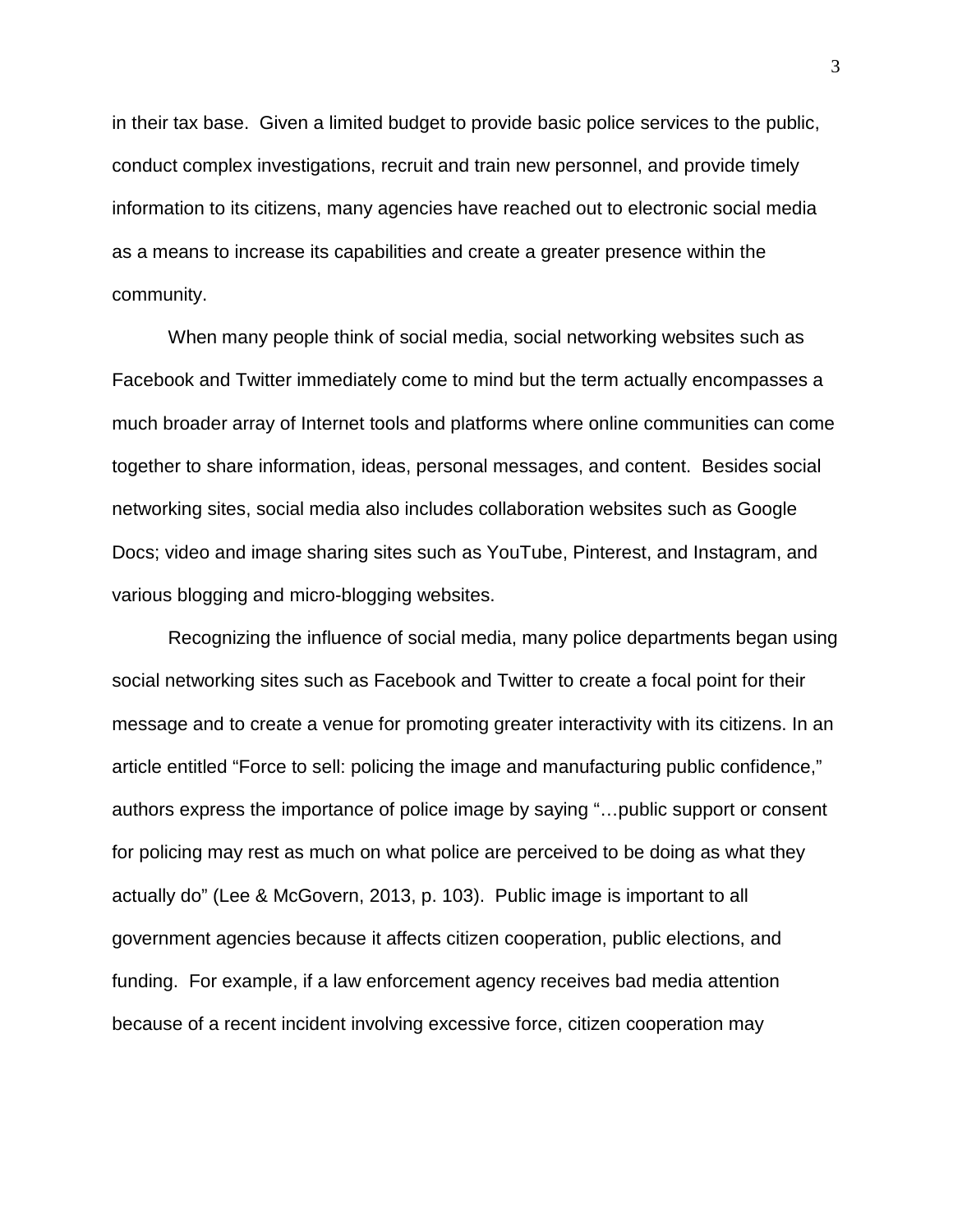in their tax base. Given a limited budget to provide basic police services to the public, conduct complex investigations, recruit and train new personnel, and provide timely information to its citizens, many agencies have reached out to electronic social media as a means to increase its capabilities and create a greater presence within the community.

When many people think of social media, social networking websites such as Facebook and Twitter immediately come to mind but the term actually encompasses a much broader array of Internet tools and platforms where online communities can come together to share information, ideas, personal messages, and content. Besides social networking sites, social media also includes collaboration websites such as Google Docs; video and image sharing sites such as YouTube, Pinterest, and Instagram, and various blogging and micro-blogging websites.

Recognizing the influence of social media, many police departments began using social networking sites such as Facebook and Twitter to create a focal point for their message and to create a venue for promoting greater interactivity with its citizens. In an article entitled "Force to sell: policing the image and manufacturing public confidence," authors express the importance of police image by saying "…public support or consent for policing may rest as much on what police are perceived to be doing as what they actually do" (Lee & McGovern, 2013, p. 103). Public image is important to all government agencies because it affects citizen cooperation, public elections, and funding. For example, if a law enforcement agency receives bad media attention because of a recent incident involving excessive force, citizen cooperation may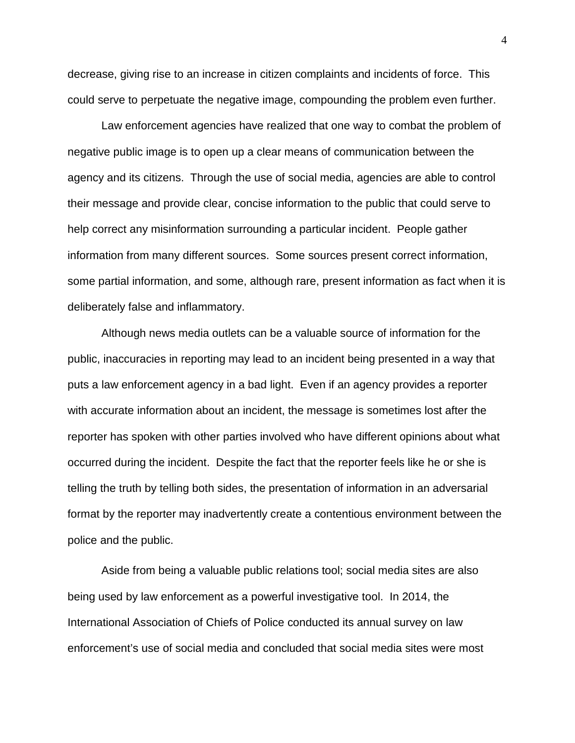decrease, giving rise to an increase in citizen complaints and incidents of force. This could serve to perpetuate the negative image, compounding the problem even further.

Law enforcement agencies have realized that one way to combat the problem of negative public image is to open up a clear means of communication between the agency and its citizens. Through the use of social media, agencies are able to control their message and provide clear, concise information to the public that could serve to help correct any misinformation surrounding a particular incident. People gather information from many different sources. Some sources present correct information, some partial information, and some, although rare, present information as fact when it is deliberately false and inflammatory.

Although news media outlets can be a valuable source of information for the public, inaccuracies in reporting may lead to an incident being presented in a way that puts a law enforcement agency in a bad light. Even if an agency provides a reporter with accurate information about an incident, the message is sometimes lost after the reporter has spoken with other parties involved who have different opinions about what occurred during the incident. Despite the fact that the reporter feels like he or she is telling the truth by telling both sides, the presentation of information in an adversarial format by the reporter may inadvertently create a contentious environment between the police and the public.

Aside from being a valuable public relations tool; social media sites are also being used by law enforcement as a powerful investigative tool. In 2014, the International Association of Chiefs of Police conducted its annual survey on law enforcement's use of social media and concluded that social media sites were most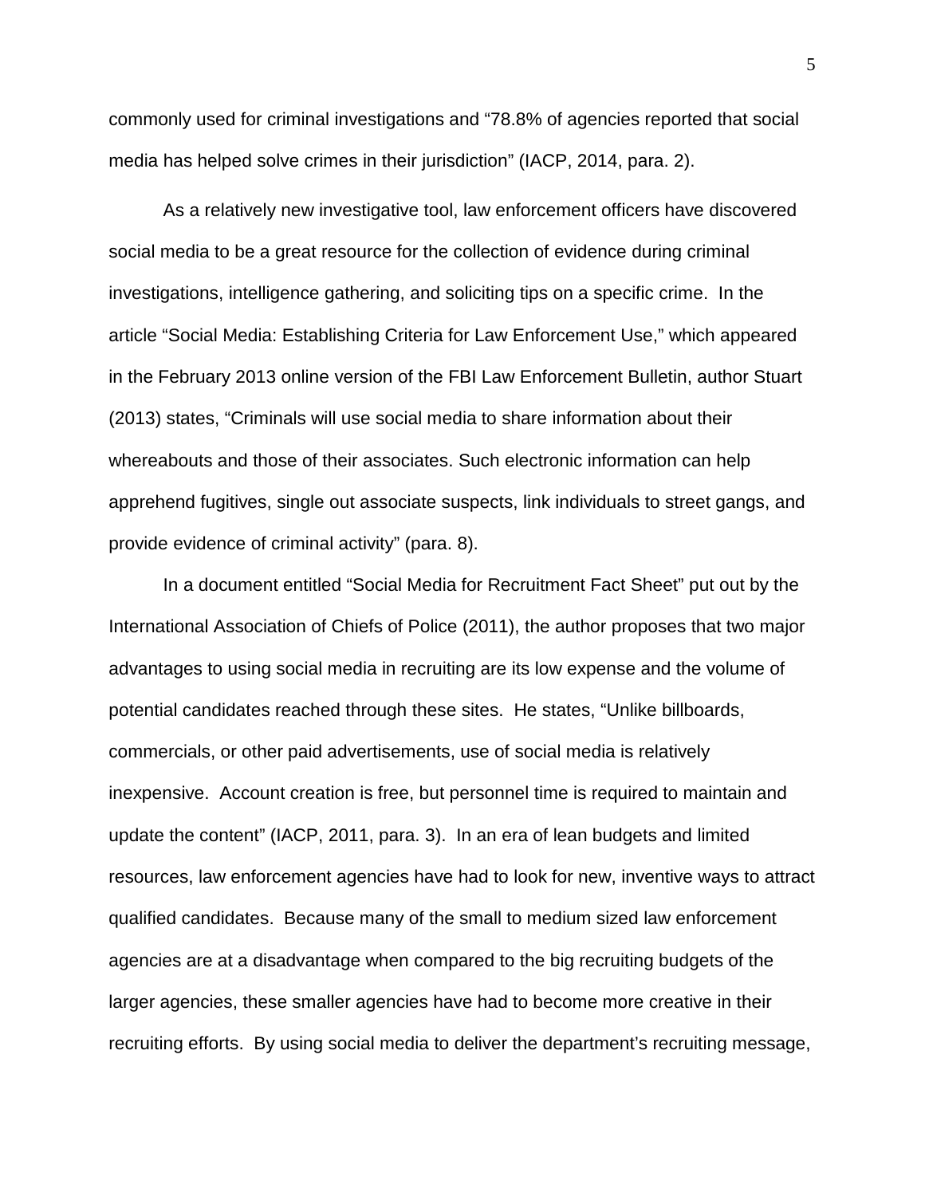commonly used for criminal investigations and "78.8% of agencies reported that social media has helped solve crimes in their jurisdiction" (IACP, 2014, para. 2).

As a relatively new investigative tool, law enforcement officers have discovered social media to be a great resource for the collection of evidence during criminal investigations, intelligence gathering, and soliciting tips on a specific crime. In the article "Social Media: Establishing Criteria for Law Enforcement Use," which appeared in the February 2013 online version of the FBI Law Enforcement Bulletin, author Stuart (2013) states, "Criminals will use social media to share information about their whereabouts and those of their associates. Such electronic information can help apprehend fugitives, single out associate suspects, link individuals to street gangs, and provide evidence of criminal activity" (para. 8).

In a document entitled "Social Media for Recruitment Fact Sheet" put out by the International Association of Chiefs of Police (2011), the author proposes that two major advantages to using social media in recruiting are its low expense and the volume of potential candidates reached through these sites. He states, "Unlike billboards, commercials, or other paid advertisements, use of social media is relatively inexpensive. Account creation is free, but personnel time is required to maintain and update the content" (IACP, 2011, para. 3). In an era of lean budgets and limited resources, law enforcement agencies have had to look for new, inventive ways to attract qualified candidates. Because many of the small to medium sized law enforcement agencies are at a disadvantage when compared to the big recruiting budgets of the larger agencies, these smaller agencies have had to become more creative in their recruiting efforts. By using social media to deliver the department's recruiting message,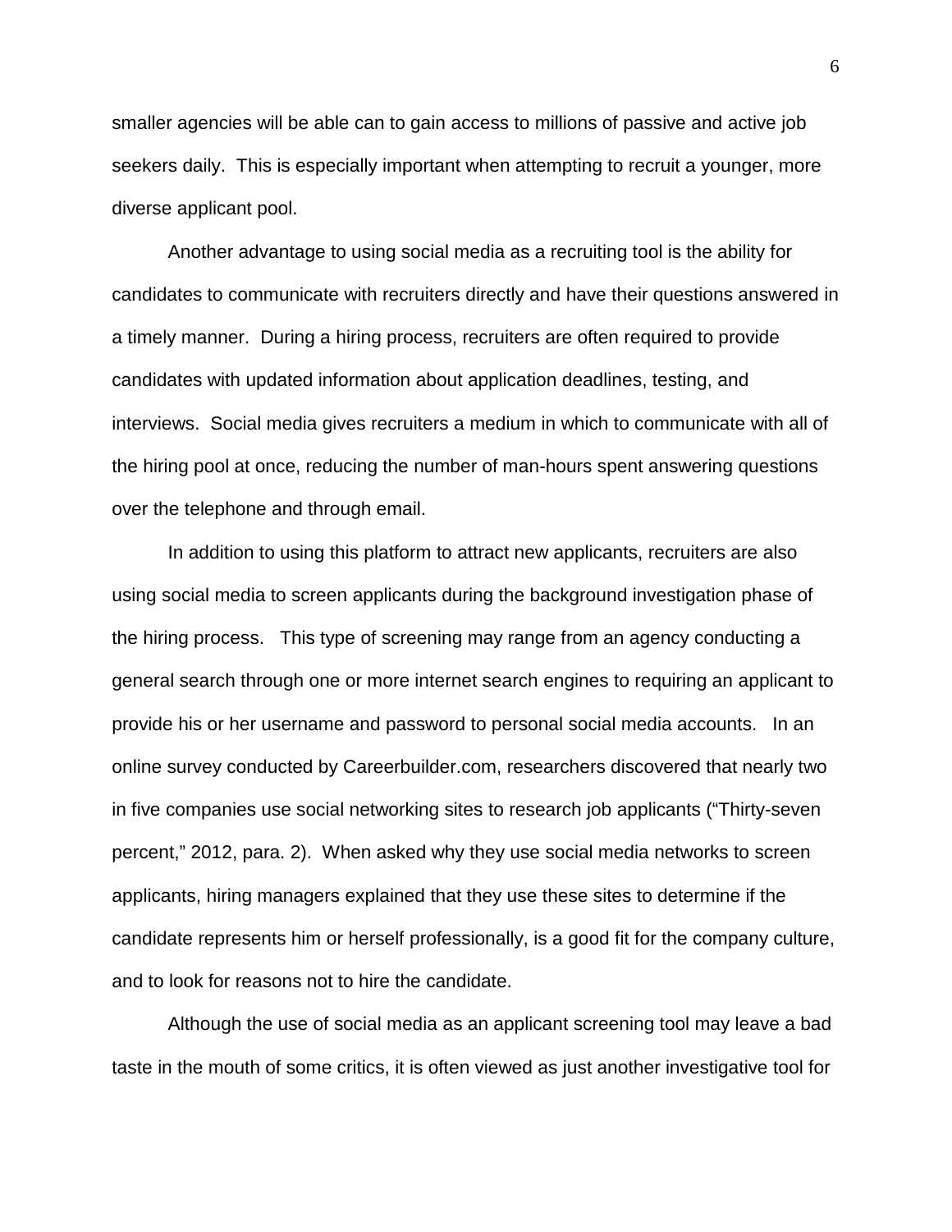smaller agencies will be able can to gain access to millions of passive and active job seekers daily. This is especially important when attempting to recruit a younger, more diverse applicant pool.

Another advantage to using social media as a recruiting tool is the ability for candidates to communicate with recruiters directly and have their questions answered in a timely manner. During a hiring process, recruiters are often required to provide candidates with updated information about application deadlines, testing, and interviews. Social media gives recruiters a medium in which to communicate with all of the hiring pool at once, reducing the number of man-hours spent answering questions over the telephone and through email.

In addition to using this platform to attract new applicants, recruiters are also using social media to screen applicants during the background investigation phase of the hiring process. This type of screening may range from an agency conducting a general search through one or more internet search engines to requiring an applicant to provide his or her username and password to personal social media accounts. In an online survey conducted by Careerbuilder.com, researchers discovered that nearly two in five companies use social networking sites to research job applicants ("Thirty-seven percent," 2012, para. 2). When asked why they use social media networks to screen applicants, hiring managers explained that they use these sites to determine if the candidate represents him or herself professionally, is a good fit for the company culture, and to look for reasons not to hire the candidate.

Although the use of social media as an applicant screening tool may leave a bad taste in the mouth of some critics, it is often viewed as just another investigative tool for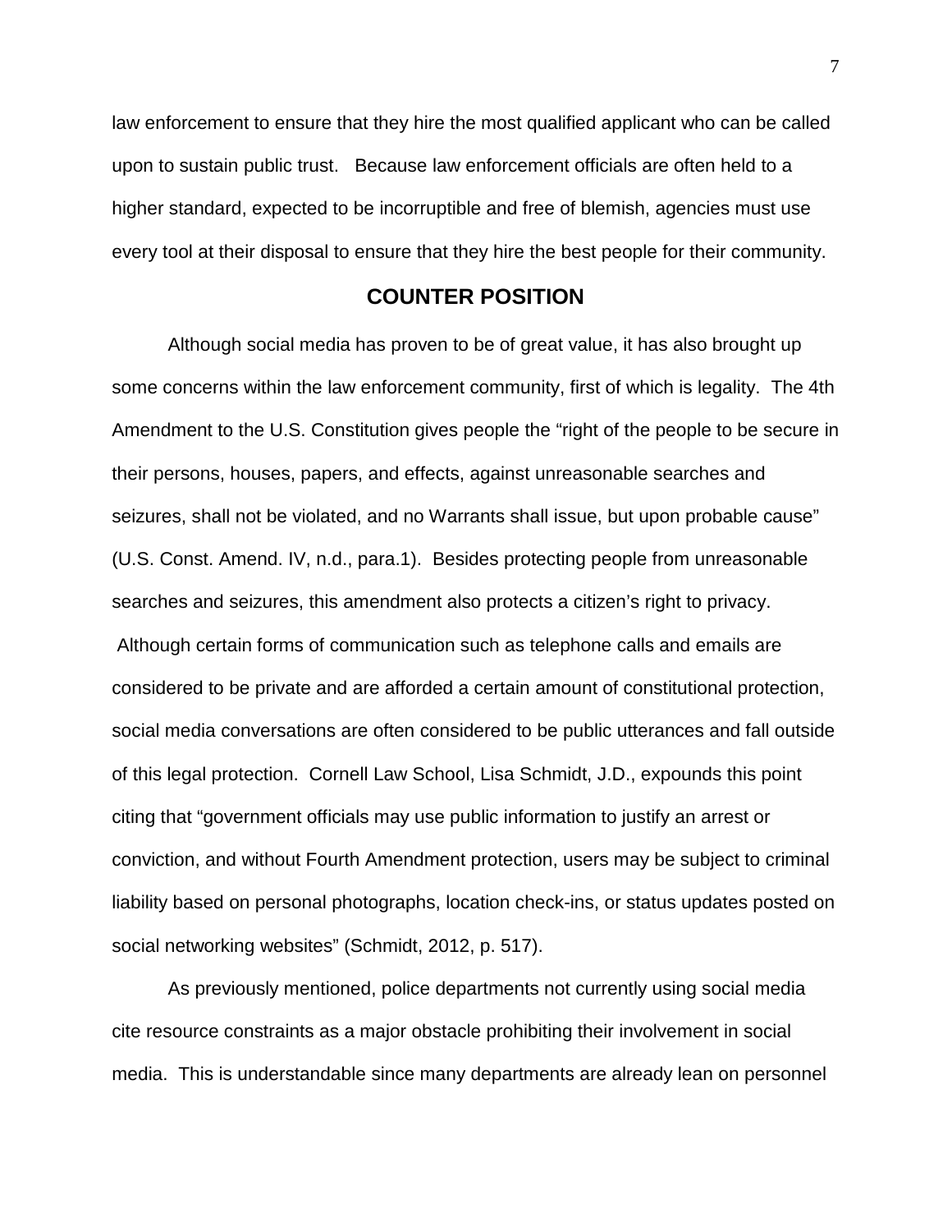law enforcement to ensure that they hire the most qualified applicant who can be called upon to sustain public trust. Because law enforcement officials are often held to a higher standard, expected to be incorruptible and free of blemish, agencies must use every tool at their disposal to ensure that they hire the best people for their community.

## COUNTER POSITION

Although social media has proven to be of great value, it has also brought up some concerns within the law enforcement community, first of which is legality. The 4th Amendment to the U.S. Constitution gives people the "right of the people to be secure in their persons, houses, papers, and effects, against unreasonable searches and seizures, shall not be violated, and no Warrants shall issue, but upon probable cause" (U.S. Const. Amend. IV, n.d., para.1). Besides protecting people from unreasonable searches and seizures, this amendment also protects a citizen's right to privacy. Although certain forms of communication such as telephone calls and emails are considered to be private and are afforded a certain amount of constitutional protection, social media conversations are often considered to be public utterances and fall outside of this legal protection. Cornell Law School, Lisa Schmidt, J.D., expounds this point citing that "government officials may use public information to justify an arrest or conviction, and without Fourth Amendment protection, users may be subject to criminal liability based on personal photographs, location check-ins, or status updates posted on social networking websites" (Schmidt, 2012, p. 517).

As previously mentioned, police departments not currently using social media cite resource constraints as a major obstacle prohibiting their involvement in social media. This is understandable since many departments are already lean on personnel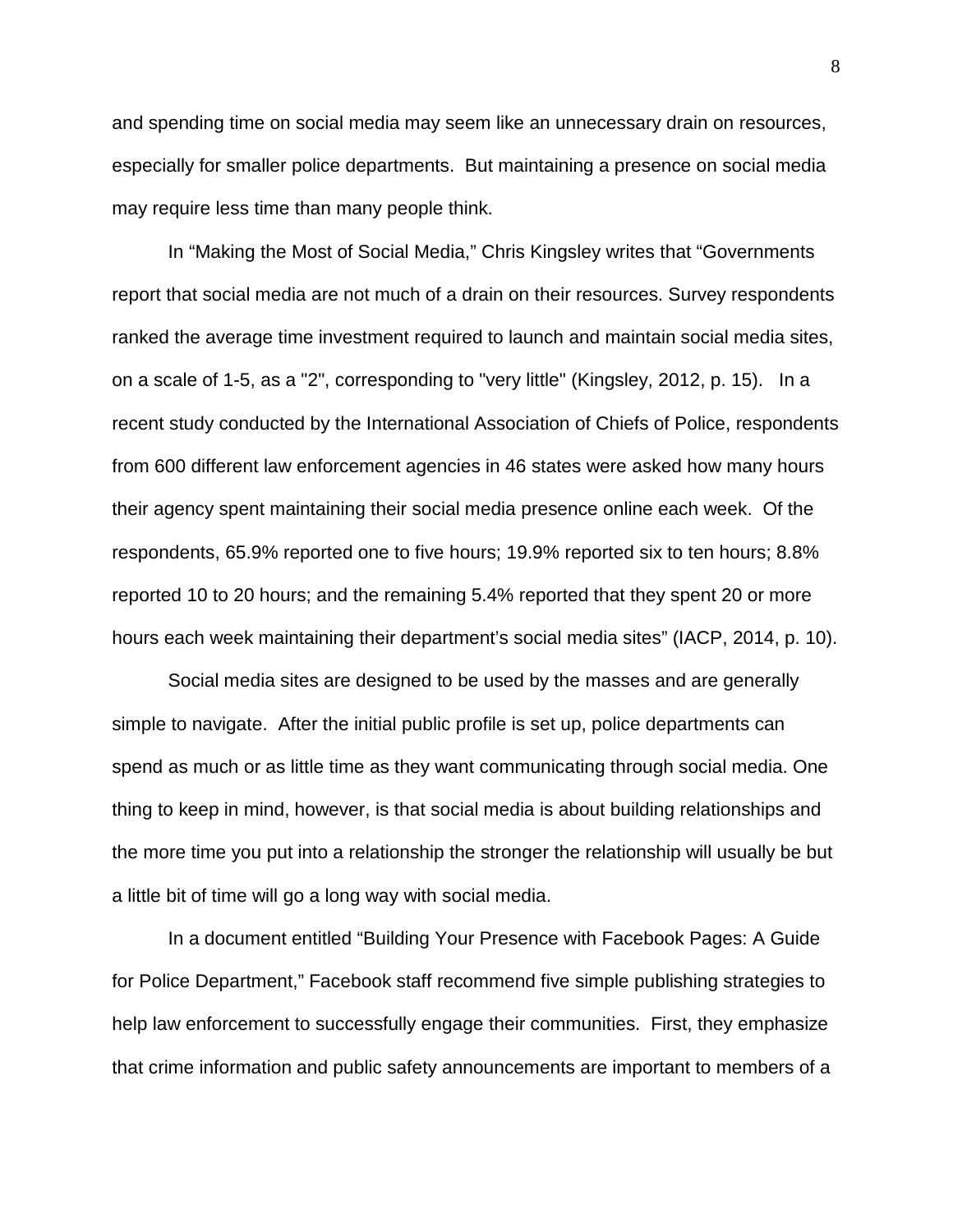and spending time on social media may seem like an unnecessary drain on resources, especially for smaller police departments. But maintaining a presence on social media may require less time than many people think.

In “Making the Most of Social Media,” Chris Kingsley writes that “Governments report that social media are not much of a drain on their resources. Survey respondents ranked the average time investment required to launch and maintain social media sites, on a scale of 1-5, as a "2", corresponding to "very little" (Kingsley, 2012, p. 15). In a recent study conducted by the International Association of Chiefs of Police, respondents from 600 different law enforcement agencies in 46 states were asked how many hours their agency spent maintaining their social media presence online each week. Of the respondents, 65.9% reported one to five hours; 19.9% reported six to ten hours; 8.8% reported 10 to 20 hours; and the remaining 5.4% reported that they spent 20 or more hours each week maintaining their department’s social media sites” (IACP, 2014, p. 10).

Social media sites are designed to be used by the masses and are generally simple to navigate. After the initial public profile is set up, police departments can spend as much or as little time as they want communicating through social media. One thing to keep in mind, however, is that social media is about building relationships and the more time you put into a relationship the stronger the relationship will usually be but a little bit of time will go a long way with social media.

In a document entitled “Building Your Presence with Facebook Pages: A Guide for Police Department,” Facebook staff recommend five simple publishing strategies to help law enforcement to successfully engage their communities. First, they emphasize that crime information and public safety announcements are important to members of a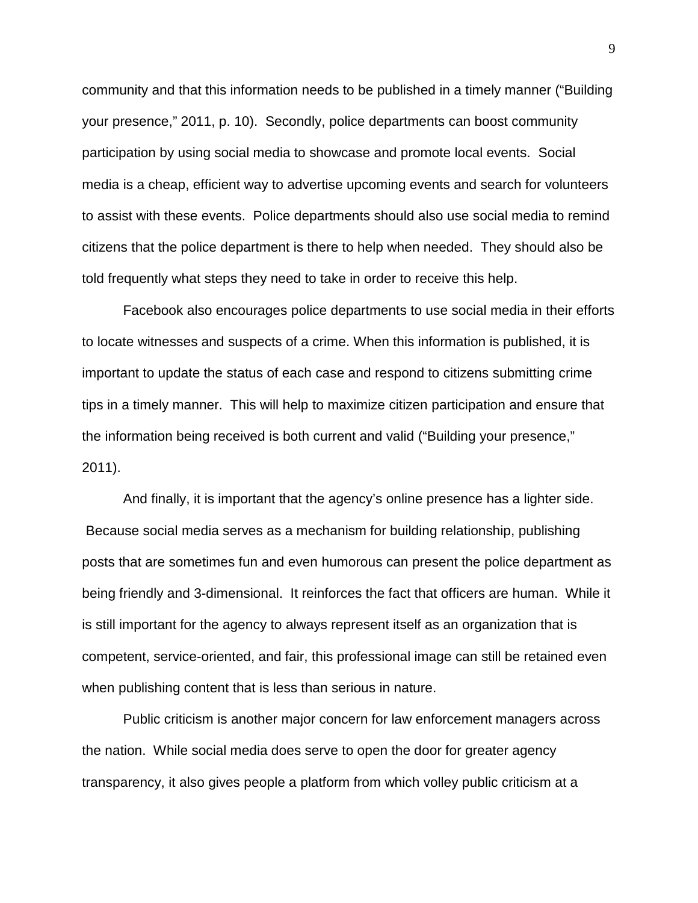community and that this information needs to be published in a timely manner ("Building your presence," 2011, p. 10). Secondly, police departments can boost community participation by using social media to showcase and promote local events. Social media is a cheap, efficient way to advertise upcoming events and search for volunteers to assist with these events. Police departments should also use social media to remind citizens that the police department is there to help when needed. They should also be told frequently what steps they need to take in order to receive this help.

Facebook also encourages police departments to use social media in their efforts to locate witnesses and suspects of a crime. When this information is published, it is important to update the status of each case and respond to citizens submitting crime tips in a timely manner. This will help to maximize citizen participation and ensure that the information being received is both current and valid ("Building your presence," 2011).

And finally, it is important that the agency's online presence has a lighter side. Because social media serves as a mechanism for building relationship, publishing posts that are sometimes fun and even humorous can present the police department as being friendly and 3-dimensional. It reinforces the fact that officers are human. While it is still important for the agency to always represent itself as an organization that is competent, service-oriented, and fair, this professional image can still be retained even when publishing content that is less than serious in nature.

Public criticism is another major concern for law enforcement managers across the nation. While social media does serve to open the door for greater agency transparency, it also gives people a platform from which volley public criticism at a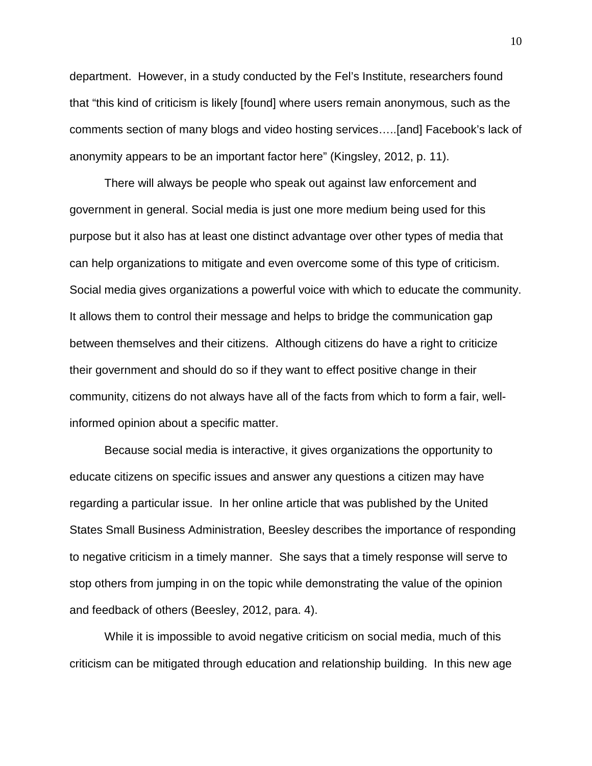department. However, in a study conducted by the Fel's Institute, researchers found that "this kind of criticism is likely [found] where users remain anonymous, such as the comments section of many blogs and video hosting services…..[and] Facebook's lack of anonymity appears to be an important factor here" (Kingsley, 2012, p. 11).

There will always be people who speak out against law enforcement and government in general. Social media is just one more medium being used for this purpose but it also has at least one distinct advantage over other types of media that can help organizations to mitigate and even overcome some of this type of criticism. Social media gives organizations a powerful voice with which to educate the community. It allows them to control their message and helps to bridge the communication gap between themselves and their citizens. Although citizens do have a right to criticize their government and should do so if they want to effect positive change in their community, citizens do not always have all of the facts from which to form a fair, well-informed opinion about a specific matter.

Because social media is interactive, it gives organizations the opportunity to educate citizens on specific issues and answer any questions a citizen may have regarding a particular issue. In her online article that was published by the United States Small Business Administration, Beesley describes the importance of responding to negative criticism in a timely manner. She says that a timely response will serve to stop others from jumping in on the topic while demonstrating the value of the opinion and feedback of others (Beesley, 2012, para. 4).

While it is impossible to avoid negative criticism on social media, much of this criticism can be mitigated through education and relationship building. In this new age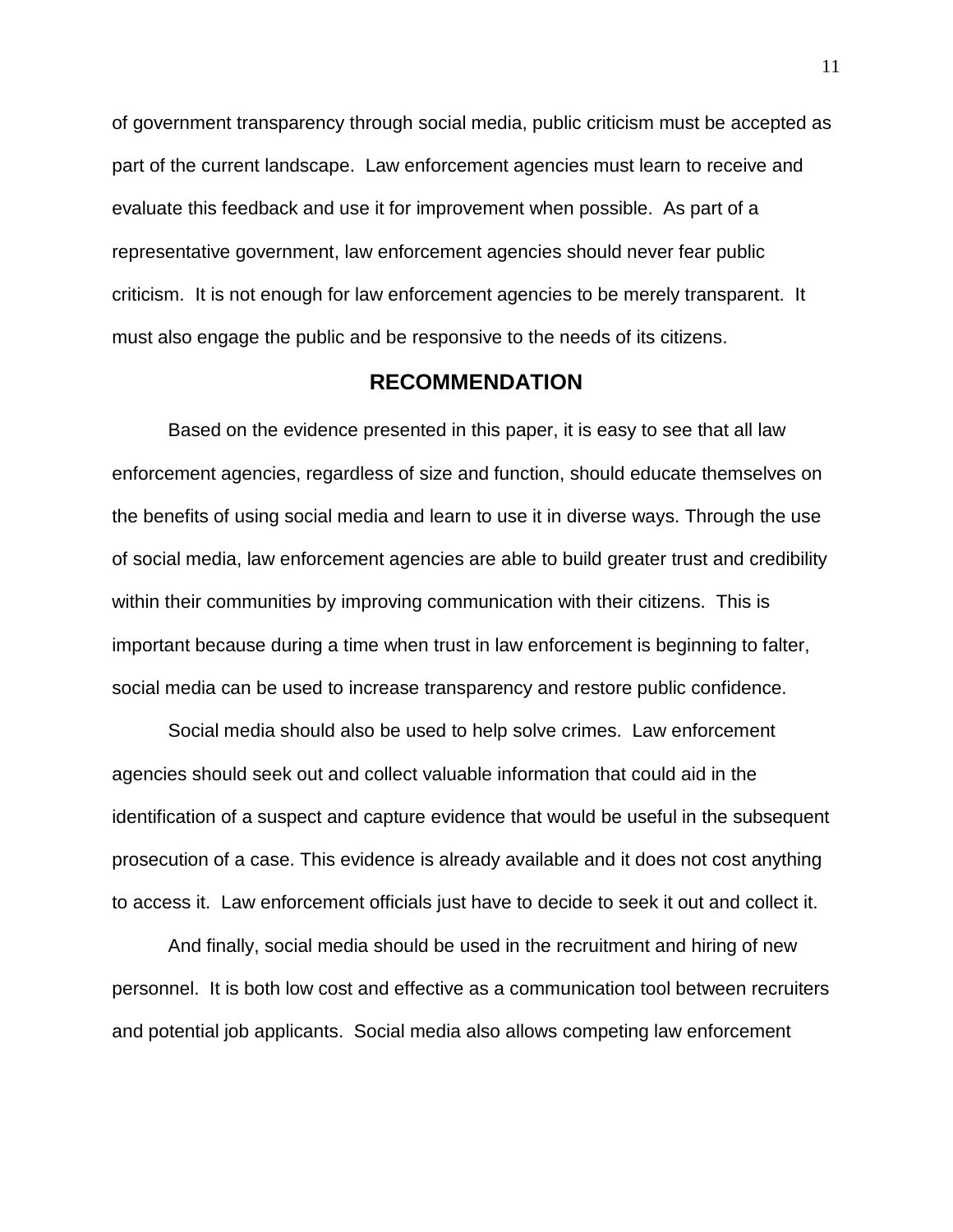of government transparency through social media, public criticism must be accepted as part of the current landscape. Law enforcement agencies must learn to receive and evaluate this feedback and use it for improvement when possible. As part of a representative government, law enforcement agencies should never fear public criticism. It is not enough for law enforcement agencies to be merely transparent. It must also engage the public and be responsive to the needs of its citizens.

## RECOMMENDATION

Based on the evidence presented in this paper, it is easy to see that all law enforcement agencies, regardless of size and function, should educate themselves on the benefits of using social media and learn to use it in diverse ways. Through the use of social media, law enforcement agencies are able to build greater trust and credibility within their communities by improving communication with their citizens. This is important because during a time when trust in law enforcement is beginning to falter, social media can be used to increase transparency and restore public confidence.

Social media should also be used to help solve crimes. Law enforcement agencies should seek out and collect valuable information that could aid in the identification of a suspect and capture evidence that would be useful in the subsequent prosecution of a case. This evidence is already available and it does not cost anything to access it. Law enforcement officials just have to decide to seek it out and collect it.

And finally, social media should be used in the recruitment and hiring of new personnel. It is both low cost and effective as a communication tool between recruiters and potential job applicants. Social media also allows competing law enforcement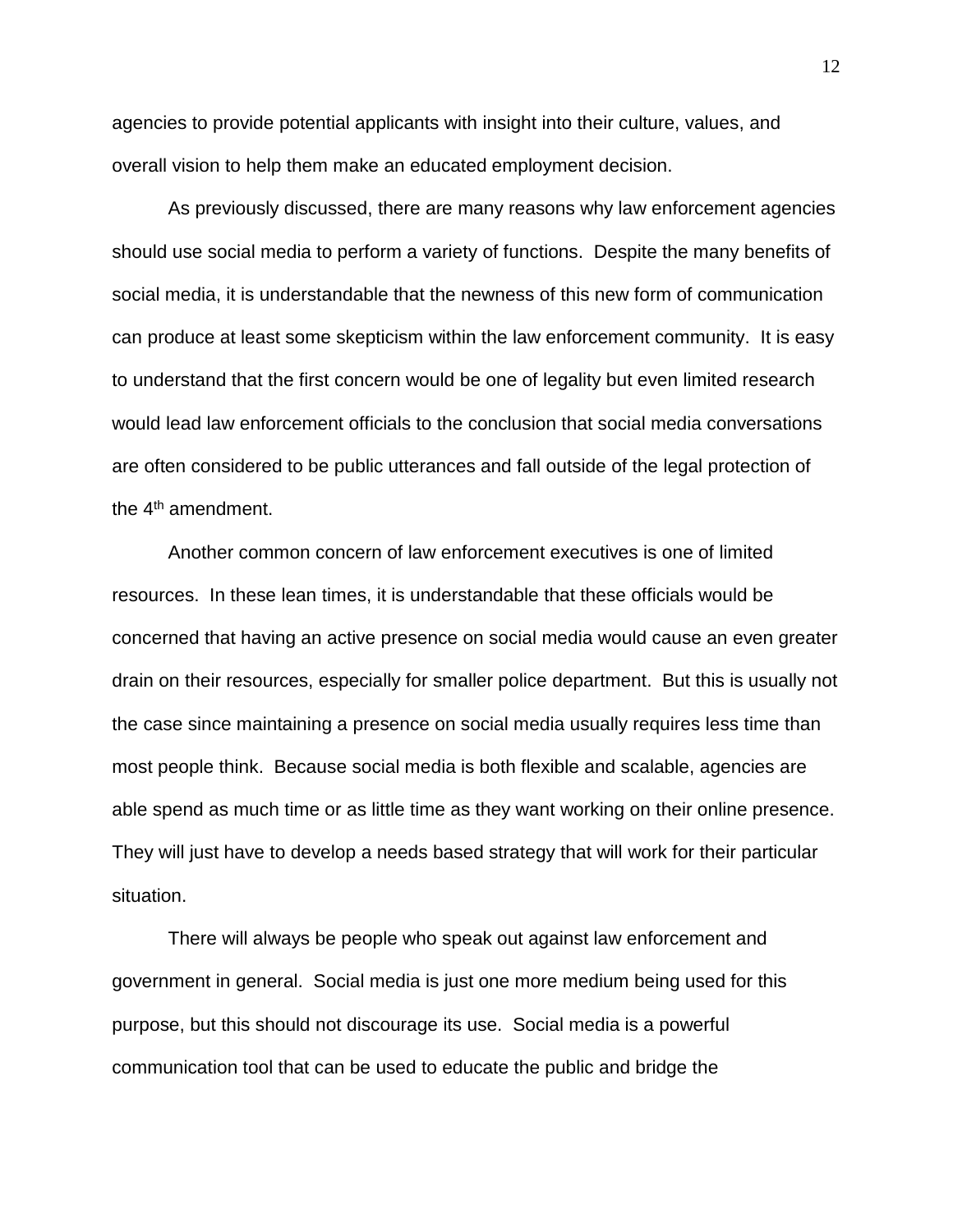agencies to provide potential applicants with insight into their culture, values, and overall vision to help them make an educated employment decision.

As previously discussed, there are many reasons why law enforcement agencies should use social media to perform a variety of functions. Despite the many benefits of social media, it is understandable that the newness of this new form of communication can produce at least some skepticism within the law enforcement community. It is easy to understand that the first concern would be one of legality but even limited research would lead law enforcement officials to the conclusion that social media conversations are often considered to be public utterances and fall outside of the legal protection of the 4th amendment.

Another common concern of law enforcement executives is one of limited resources. In these lean times, it is understandable that these officials would be concerned that having an active presence on social media would cause an even greater drain on their resources, especially for smaller police department. But this is usually not the case since maintaining a presence on social media usually requires less time than most people think. Because social media is both flexible and scalable, agencies are able spend as much time or as little time as they want working on their online presence. They will just have to develop a needs based strategy that will work for their particular situation.

There will always be people who speak out against law enforcement and government in general. Social media is just one more medium being used for this purpose, but this should not discourage its use. Social media is a powerful communication tool that can be used to educate the public and bridge the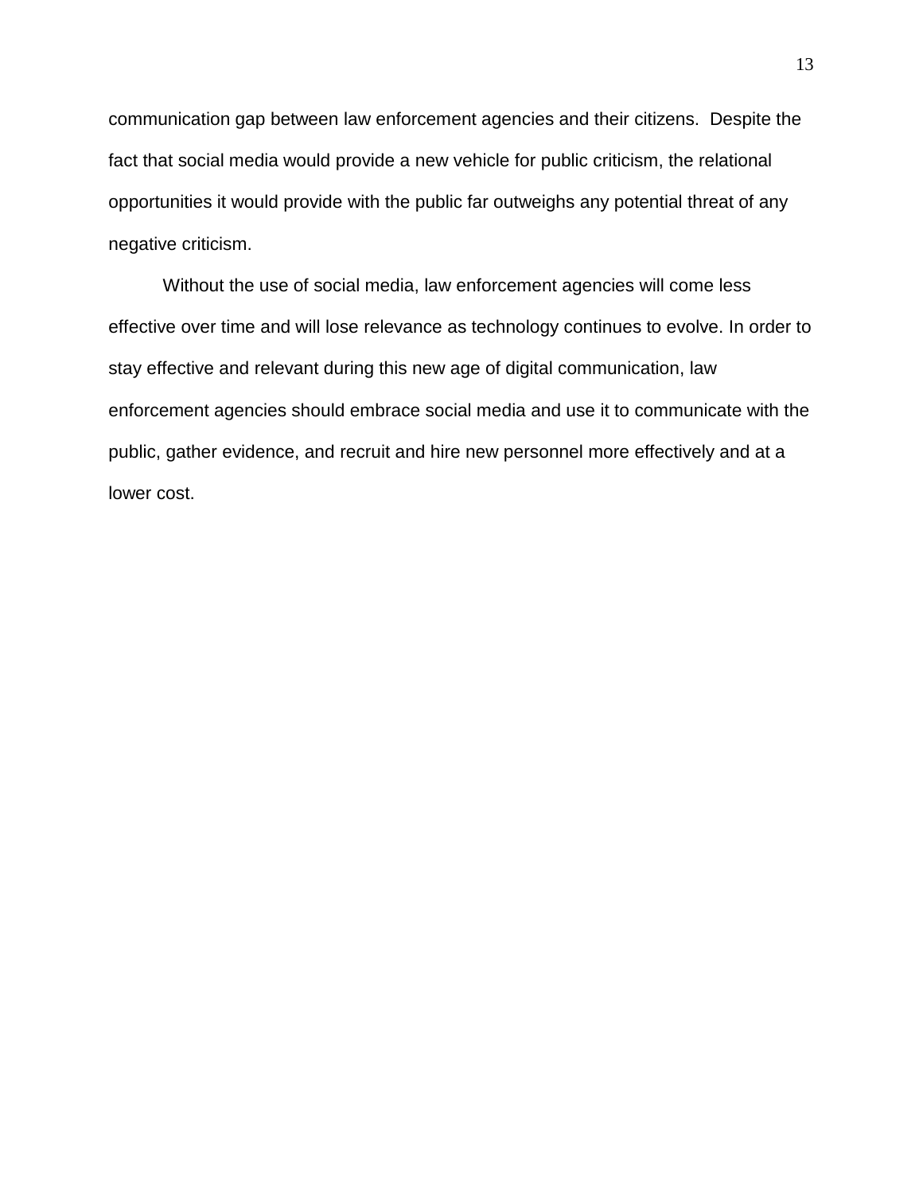communication gap between law enforcement agencies and their citizens. Despite the fact that social media would provide a new vehicle for public criticism, the relational opportunities it would provide with the public far outweighs any potential threat of any negative criticism.

Without the use of social media, law enforcement agencies will come less effective over time and will lose relevance as technology continues to evolve. In order to stay effective and relevant during this new age of digital communication, law enforcement agencies should embrace social media and use it to communicate with the public, gather evidence, and recruit and hire new personnel more effectively and at a lower cost.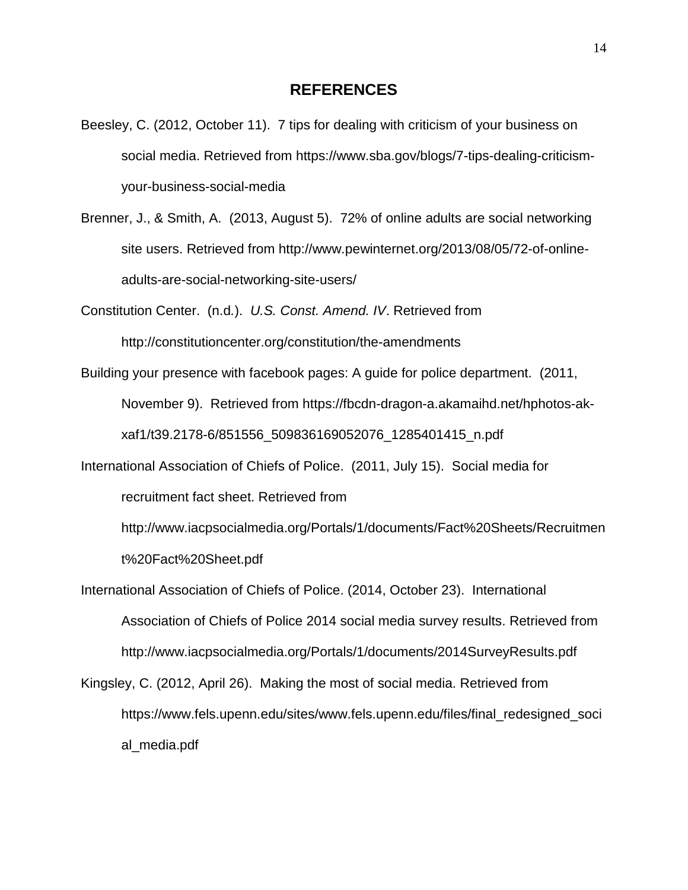# REFERENCES

Beesley, C. (2012, October 11). 7 tips for dealing with criticism of your business on social media. Retrieved from https://www.sba.gov/blogs/7-tips-dealing-criticism-your-business-social-media

Brenner, J., & Smith, A. (2013, August 5). 72% of online adults are social networking site users. Retrieved from http://www.pewinternet.org/2013/08/05/72-of-online-adults-are-social-networking-site-users/

Constitution Center. (n.d.). *U.S. Const. Amend. IV*. Retrieved from http://constitutioncenter.org/constitution/the-amendments

Building your presence with facebook pages: A guide for police department. (2011, November 9). Retrieved from https://fbcdn-dragon-a.akamaihd.net/hphotos-ak-xaf1/t39.2178-6/851556_509836169052076_1285401415_n.pdf

International Association of Chiefs of Police. (2011, July 15). Social media for recruitment fact sheet. Retrieved from http://www.iacpsocialmedia.org/Portals/1/documents/Fact%20Sheets/Recruitment%20Fact%20Sheet.pdf

International Association of Chiefs of Police. (2014, October 23). International Association of Chiefs of Police 2014 social media survey results. Retrieved from http://www.iacpsocialmedia.org/Portals/1/documents/2014SurveyResults.pdf

Kingsley, C. (2012, April 26). Making the most of social media. Retrieved from https://www.fels.upenn.edu/sites/www.fels.upenn.edu/files/final_redesigned_social_media.pdf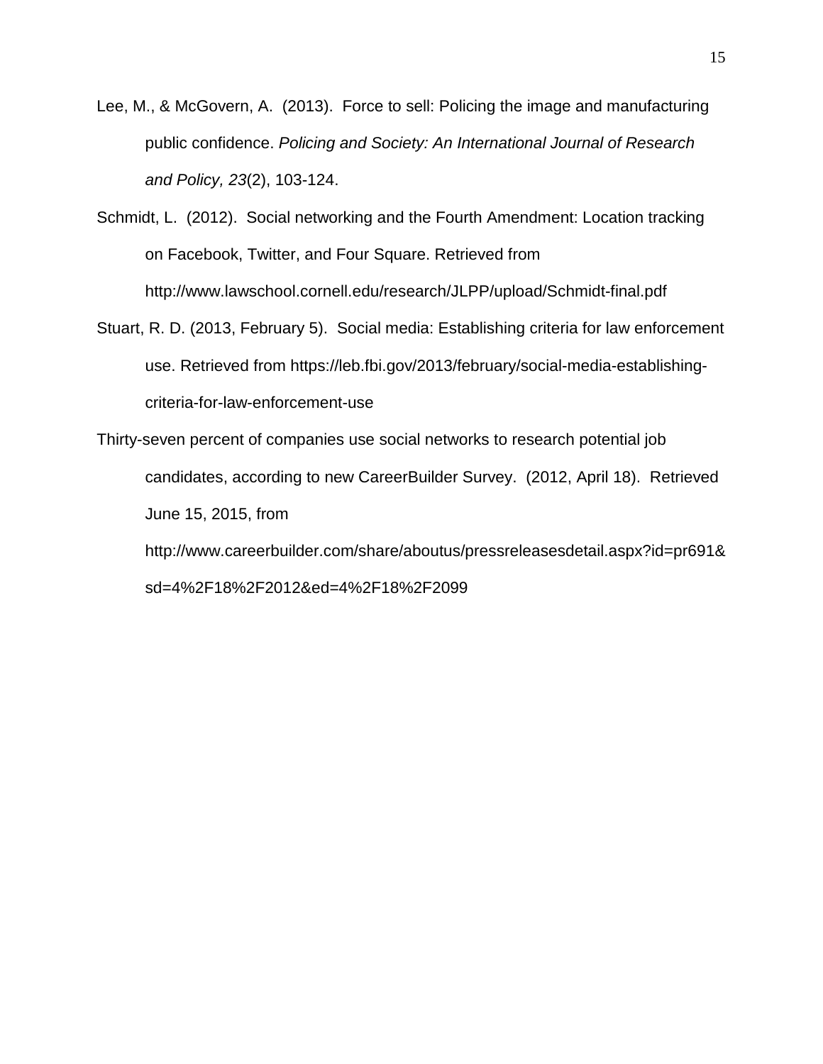Lee, M., & McGovern, A. (2013). Force to sell: Policing the image and manufacturing public confidence. *Policing and Society: An International Journal of Research and Policy, 23*(2), 103-124.

Schmidt, L. (2012). Social networking and the Fourth Amendment: Location tracking on Facebook, Twitter, and Four Square. Retrieved from http://www.lawschool.cornell.edu/research/JLPP/upload/Schmidt-final.pdf

Stuart, R. D. (2013, February 5). Social media: Establishing criteria for law enforcement use. Retrieved from https://leb.fbi.gov/2013/february/social-media-establishing-criteria-for-law-enforcement-use

Thirty-seven percent of companies use social networks to research potential job candidates, according to new CareerBuilder Survey. (2012, April 18). Retrieved June 15, 2015, from http://www.careerbuilder.com/share/aboutus/pressreleasesdetail.aspx?id=pr691&sd=4%2F18%2F2012&ed=4%2F18%2F2099